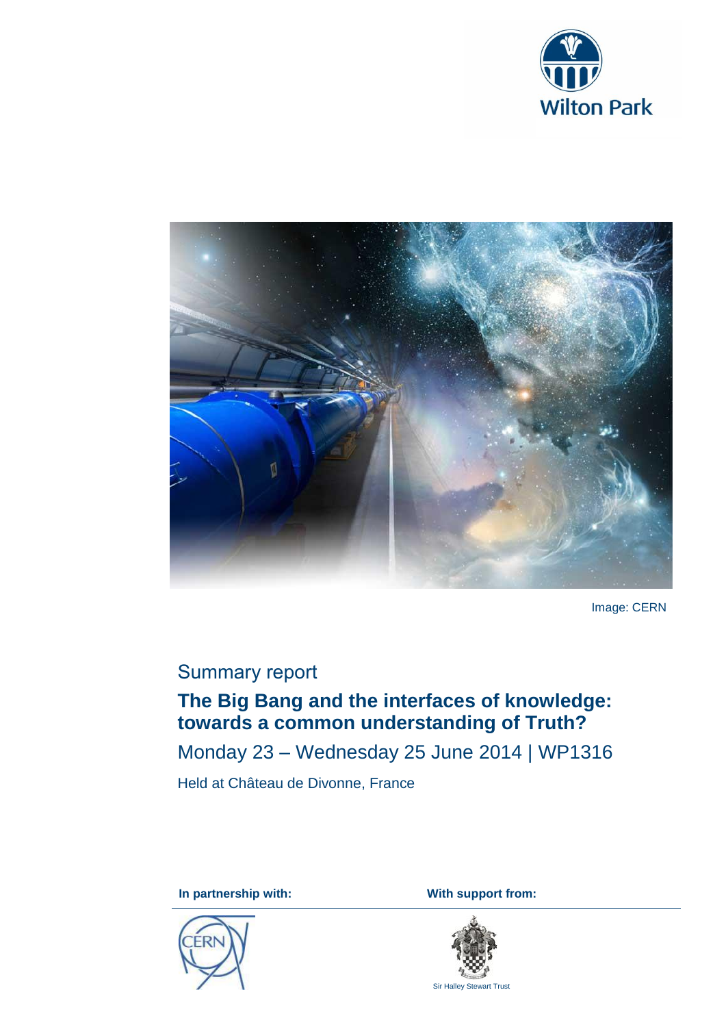Wilton Park

Image: CERN

Summary report

# The Big Bang and the interfaces of knowledge: towards a common understanding of Truth?

Monday 23 – Wednesday 25 June 2014 | WP1316

Held at Château de Divonne, France

**In partnership with:**

CERN

**With support from:**

Sir Halley Stewart Trust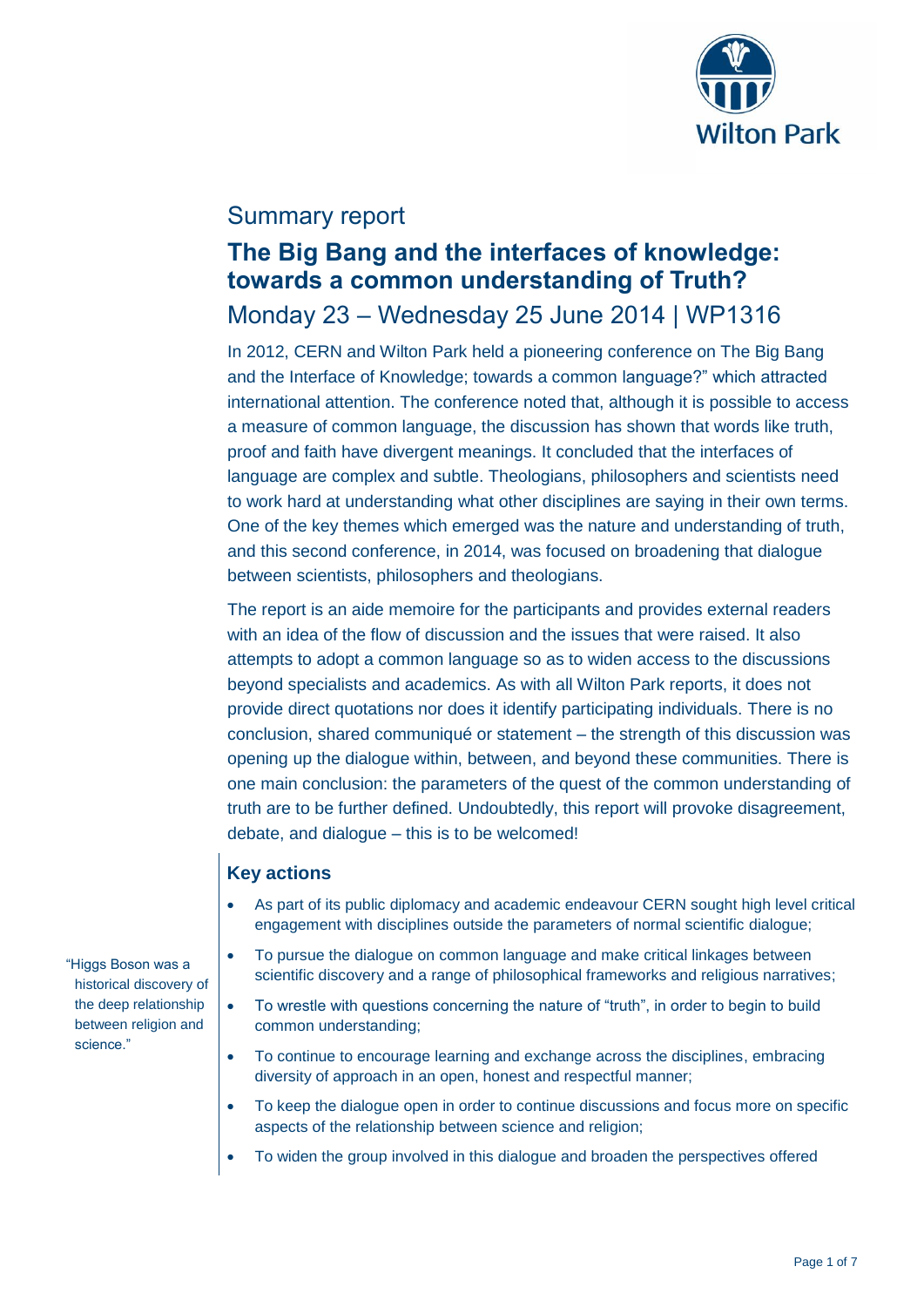Summary report

# The Big Bang and the interfaces of knowledge: towards a common understanding of Truth?

Monday 23 – Wednesday 25 June 2014 | WP1316

In 2012, CERN and Wilton Park held a pioneering conference on The Big Bang and the Interface of Knowledge; towards a common language?" which attracted international attention. The conference noted that, although it is possible to access a measure of common language, the discussion has shown that words like truth, proof and faith have divergent meanings. It concluded that the interfaces of language are complex and subtle. Theologians, philosophers and scientists need to work hard at understanding what other disciplines are saying in their own terms. One of the key themes which emerged was the nature and understanding of truth, and this second conference, in 2014, was focused on broadening that dialogue between scientists, philosophers and theologians.

The report is an aide memoire for the participants and provides external readers with an idea of the flow of discussion and the issues that were raised. It also attempts to adopt a common language so as to widen access to the discussions beyond specialists and academics. As with all Wilton Park reports, it does not provide direct quotations nor does it identify participating individuals. There is no conclusion, shared communiqué or statement – the strength of this discussion was opening up the dialogue within, between, and beyond these communities. There is one main conclusion: the parameters of the quest of the common understanding of truth are to be further defined. Undoubtedly, this report will provoke disagreement, debate, and dialogue – this is to be welcomed!

## Key actions

"Higgs Boson was a historical discovery of the deep relationship between religion and science."

- As part of its public diplomacy and academic endeavour CERN sought high level critical engagement with disciplines outside the parameters of normal scientific dialogue;
- To pursue the dialogue on common language and make critical linkages between scientific discovery and a range of philosophical frameworks and religious narratives;
- To wrestle with questions concerning the nature of "truth", in order to begin to build common understanding;
- To continue to encourage learning and exchange across the disciplines, embracing diversity of approach in an open, honest and respectful manner;
- To keep the dialogue open in order to continue discussions and focus more on specific aspects of the relationship between science and religion;
- To widen the group involved in this dialogue and broaden the perspectives offered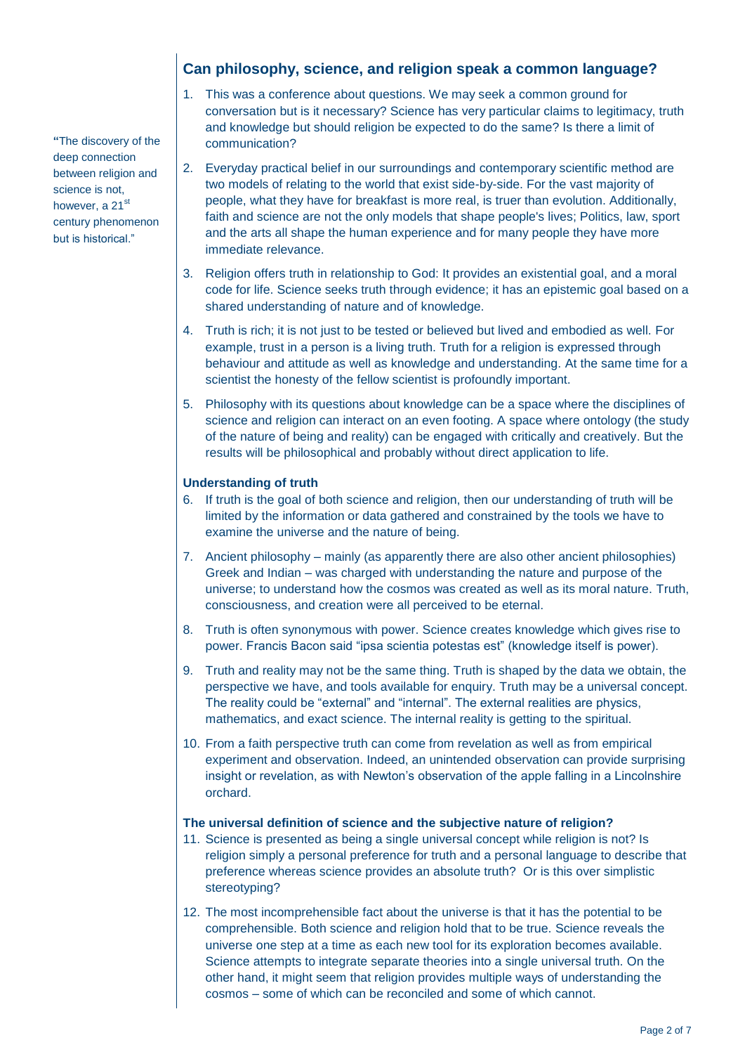> "The discovery of the deep connection between religion and science is not, however, a 21st century phenomenon but is historical."

## Can philosophy, science, and religion speak a common language?

1. This was a conference about questions. We may seek a common ground for conversation but is it necessary? Science has very particular claims to legitimacy, truth and knowledge but should religion be expected to do the same? Is there a limit of communication?

2. Everyday practical belief in our surroundings and contemporary scientific method are two models of relating to the world that exist side-by-side. For the vast majority of people, what they have for breakfast is more real, is truer than evolution. Additionally, faith and science are not the only models that shape people's lives; Politics, law, sport and the arts all shape the human experience and for many people they have more immediate relevance.

3. Religion offers truth in relationship to God: It provides an existential goal, and a moral code for life. Science seeks truth through evidence; it has an epistemic goal based on a shared understanding of nature and of knowledge.

4. Truth is rich; it is not just to be tested or believed but lived and embodied as well. For example, trust in a person is a living truth. Truth for a religion is expressed through behaviour and attitude as well as knowledge and understanding. At the same time for a scientist the honesty of the fellow scientist is profoundly important.

5. Philosophy with its questions about knowledge can be a space where the disciplines of science and religion can interact on an even footing. A space where ontology (the study of the nature of being and reality) can be engaged with critically and creatively. But the results will be philosophical and probably without direct application to life.

### Understanding of truth

6. If truth is the goal of both science and religion, then our understanding of truth will be limited by the information or data gathered and constrained by the tools we have to examine the universe and the nature of being.

7. Ancient philosophy – mainly (as apparently there are also other ancient philosophies) Greek and Indian – was charged with understanding the nature and purpose of the universe; to understand how the cosmos was created as well as its moral nature. Truth, consciousness, and creation were all perceived to be eternal.

8. Truth is often synonymous with power. Science creates knowledge which gives rise to power. Francis Bacon said "ipsa scientia potestas est" (knowledge itself is power).

9. Truth and reality may not be the same thing. Truth is shaped by the data we obtain, the perspective we have, and tools available for enquiry. Truth may be a universal concept. The reality could be "external" and "internal". The external realities are physics, mathematics, and exact science. The internal reality is getting to the spiritual.

10. From a faith perspective truth can come from revelation as well as from empirical experiment and observation. Indeed, an unintended observation can provide surprising insight or revelation, as with Newton's observation of the apple falling in a Lincolnshire orchard.

### The universal definition of science and the subjective nature of religion?

11. Science is presented as being a single universal concept while religion is not? Is religion simply a personal preference for truth and a personal language to describe that preference whereas science provides an absolute truth? Or is this over simplistic stereotyping?

12. The most incomprehensible fact about the universe is that it has the potential to be comprehensible. Both science and religion hold that to be true. Science reveals the universe one step at a time as each new tool for its exploration becomes available. Science attempts to integrate separate theories into a single universal truth. On the other hand, it might seem that religion provides multiple ways of understanding the cosmos – some of which can be reconciled and some of which cannot.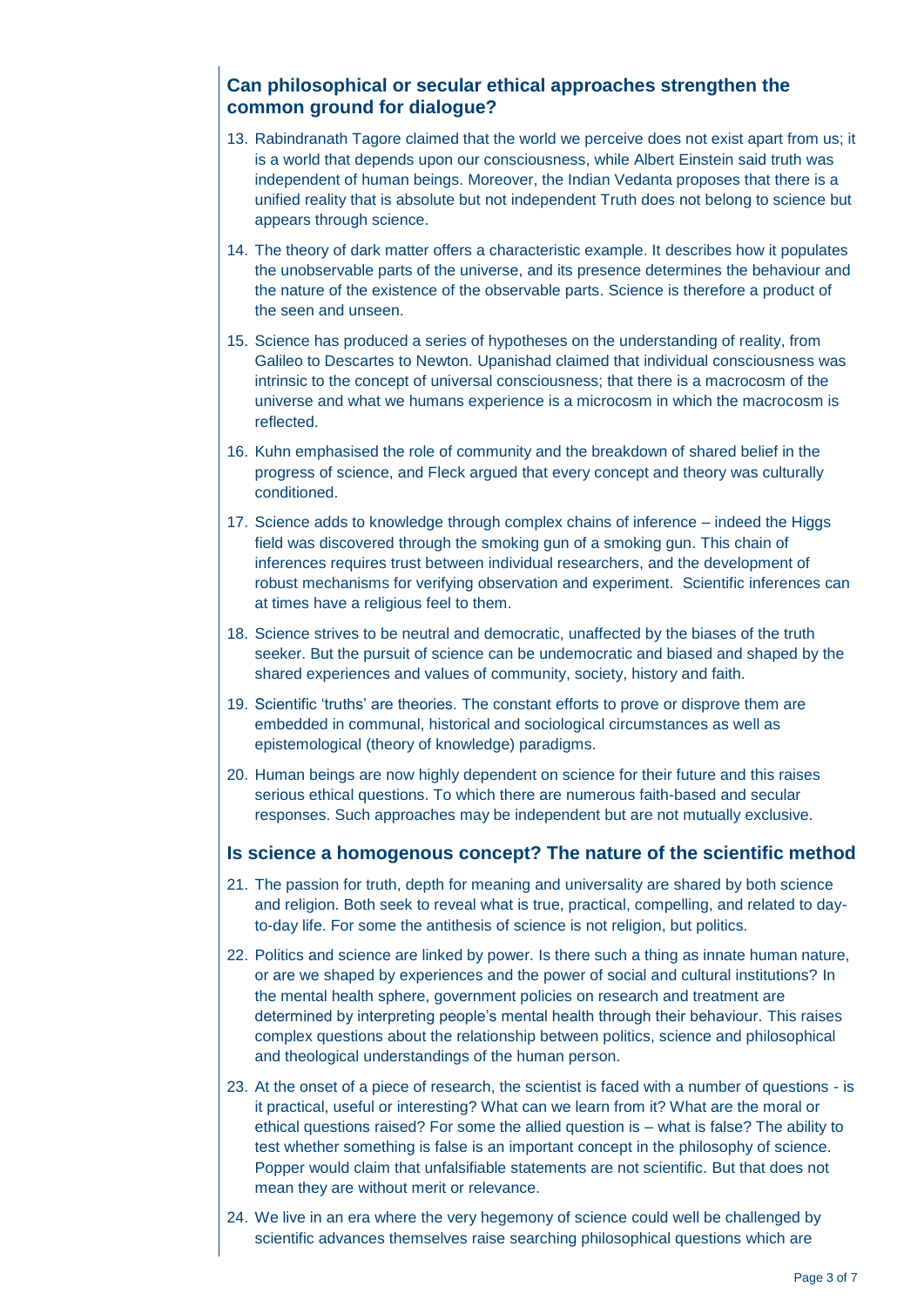## Can philosophical or secular ethical approaches strengthen the common ground for dialogue?

13. Rabindranath Tagore claimed that the world we perceive does not exist apart from us; it is a world that depends upon our consciousness, while Albert Einstein said truth was independent of human beings. Moreover, the Indian Vedanta proposes that there is a unified reality that is absolute but not independent Truth does not belong to science but appears through science.
14. The theory of dark matter offers a characteristic example. It describes how it populates the unobservable parts of the universe, and its presence determines the behaviour and the nature of the existence of the observable parts. Science is therefore a product of the seen and unseen.
15. Science has produced a series of hypotheses on the understanding of reality, from Galileo to Descartes to Newton. Upanishad claimed that individual consciousness was intrinsic to the concept of universal consciousness; that there is a macrocosm of the universe and what we humans experience is a microcosm in which the macrocosm is reflected.
16. Kuhn emphasised the role of community and the breakdown of shared belief in the progress of science, and Fleck argued that every concept and theory was culturally conditioned.
17. Science adds to knowledge through complex chains of inference – indeed the Higgs field was discovered through the smoking gun of a smoking gun. This chain of inferences requires trust between individual researchers, and the development of robust mechanisms for verifying observation and experiment. Scientific inferences can at times have a religious feel to them.
18. Science strives to be neutral and democratic, unaffected by the biases of the truth seeker. But the pursuit of science can be undemocratic and biased and shaped by the shared experiences and values of community, society, history and faith.
19. Scientific 'truths' are theories. The constant efforts to prove or disprove them are embedded in communal, historical and sociological circumstances as well as epistemological (theory of knowledge) paradigms.
20. Human beings are now highly dependent on science for their future and this raises serious ethical questions. To which there are numerous faith-based and secular responses. Such approaches may be independent but are not mutually exclusive.

## Is science a homogenous concept? The nature of the scientific method

21. The passion for truth, depth for meaning and universality are shared by both science and religion. Both seek to reveal what is true, practical, compelling, and related to day-to-day life. For some the antithesis of science is not religion, but politics.
22. Politics and science are linked by power. Is there such a thing as innate human nature, or are we shaped by experiences and the power of social and cultural institutions? In the mental health sphere, government policies on research and treatment are determined by interpreting people's mental health through their behaviour. This raises complex questions about the relationship between politics, science and philosophical and theological understandings of the human person.
23. At the onset of a piece of research, the scientist is faced with a number of questions - is it practical, useful or interesting? What can we learn from it? What are the moral or ethical questions raised? For some the allied question is – what is false? The ability to test whether something is false is an important concept in the philosophy of science. Popper would claim that unfalsifiable statements are not scientific. But that does not mean they are without merit or relevance.
24. We live in an era where the very hegemony of science could well be challenged by scientific advances themselves raise searching philosophical questions which are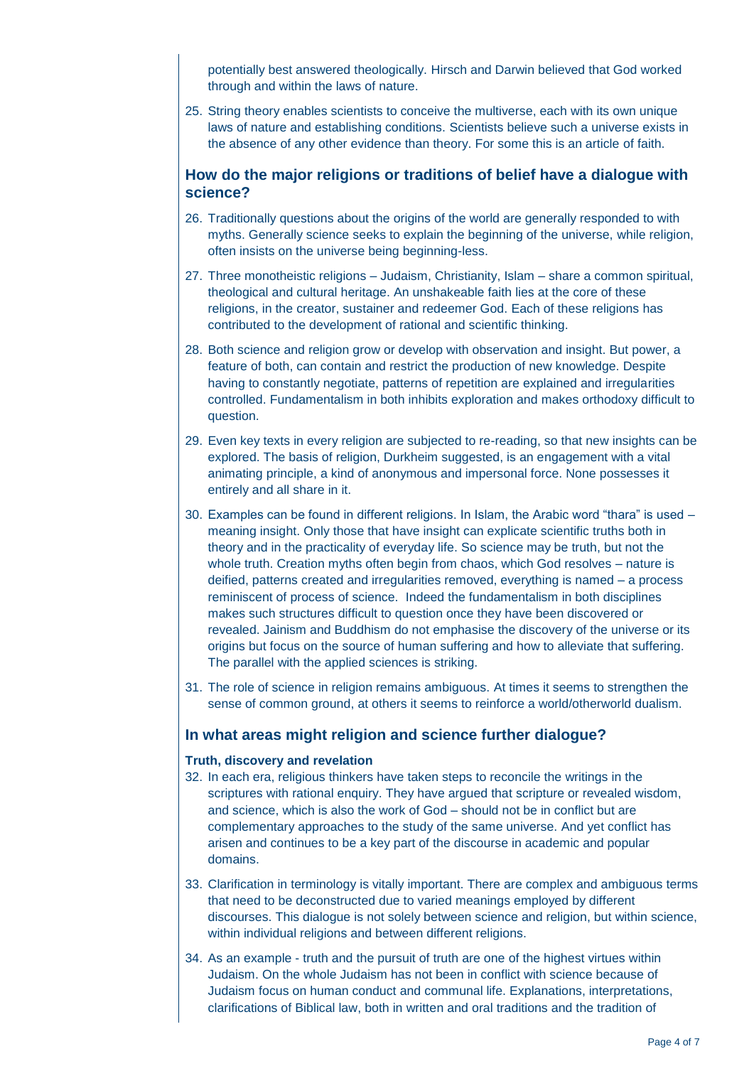potentially best answered theologically. Hirsch and Darwin believed that God worked through and within the laws of nature.

25. String theory enables scientists to conceive the multiverse, each with its own unique laws of nature and establishing conditions. Scientists believe such a universe exists in the absence of any other evidence than theory. For some this is an article of faith.

## How do the major religions or traditions of belief have a dialogue with science?

26. Traditionally questions about the origins of the world are generally responded to with myths. Generally science seeks to explain the beginning of the universe, while religion, often insists on the universe being beginning-less.

27. Three monotheistic religions – Judaism, Christianity, Islam – share a common spiritual, theological and cultural heritage. An unshakeable faith lies at the core of these religions, in the creator, sustainer and redeemer God. Each of these religions has contributed to the development of rational and scientific thinking.

28. Both science and religion grow or develop with observation and insight. But power, a feature of both, can contain and restrict the production of new knowledge. Despite having to constantly negotiate, patterns of repetition are explained and irregularities controlled. Fundamentalism in both inhibits exploration and makes orthodoxy difficult to question.

29. Even key texts in every religion are subjected to re-reading, so that new insights can be explored. The basis of religion, Durkheim suggested, is an engagement with a vital animating principle, a kind of anonymous and impersonal force. None possesses it entirely and all share in it.

30. Examples can be found in different religions. In Islam, the Arabic word "thara" is used – meaning insight. Only those that have insight can explicate scientific truths both in theory and in the practicality of everyday life. So science may be truth, but not the whole truth. Creation myths often begin from chaos, which God resolves – nature is deified, patterns created and irregularities removed, everything is named – a process reminiscent of process of science. Indeed the fundamentalism in both disciplines makes such structures difficult to question once they have been discovered or revealed. Jainism and Buddhism do not emphasise the discovery of the universe or its origins but focus on the source of human suffering and how to alleviate that suffering. The parallel with the applied sciences is striking.

31. The role of science in religion remains ambiguous. At times it seems to strengthen the sense of common ground, at others it seems to reinforce a world/otherworld dualism.

## In what areas might religion and science further dialogue?

### Truth, discovery and revelation

32. In each era, religious thinkers have taken steps to reconcile the writings in the scriptures with rational enquiry. They have argued that scripture or revealed wisdom, and science, which is also the work of God – should not be in conflict but are complementary approaches to the study of the same universe. And yet conflict has arisen and continues to be a key part of the discourse in academic and popular domains.

33. Clarification in terminology is vitally important. There are complex and ambiguous terms that need to be deconstructed due to varied meanings employed by different discourses. This dialogue is not solely between science and religion, but within science, within individual religions and between different religions.

34. As an example - truth and the pursuit of truth are one of the highest virtues within Judaism. On the whole Judaism has not been in conflict with science because of Judaism focus on human conduct and communal life. Explanations, interpretations, clarifications of Biblical law, both in written and oral traditions and the tradition of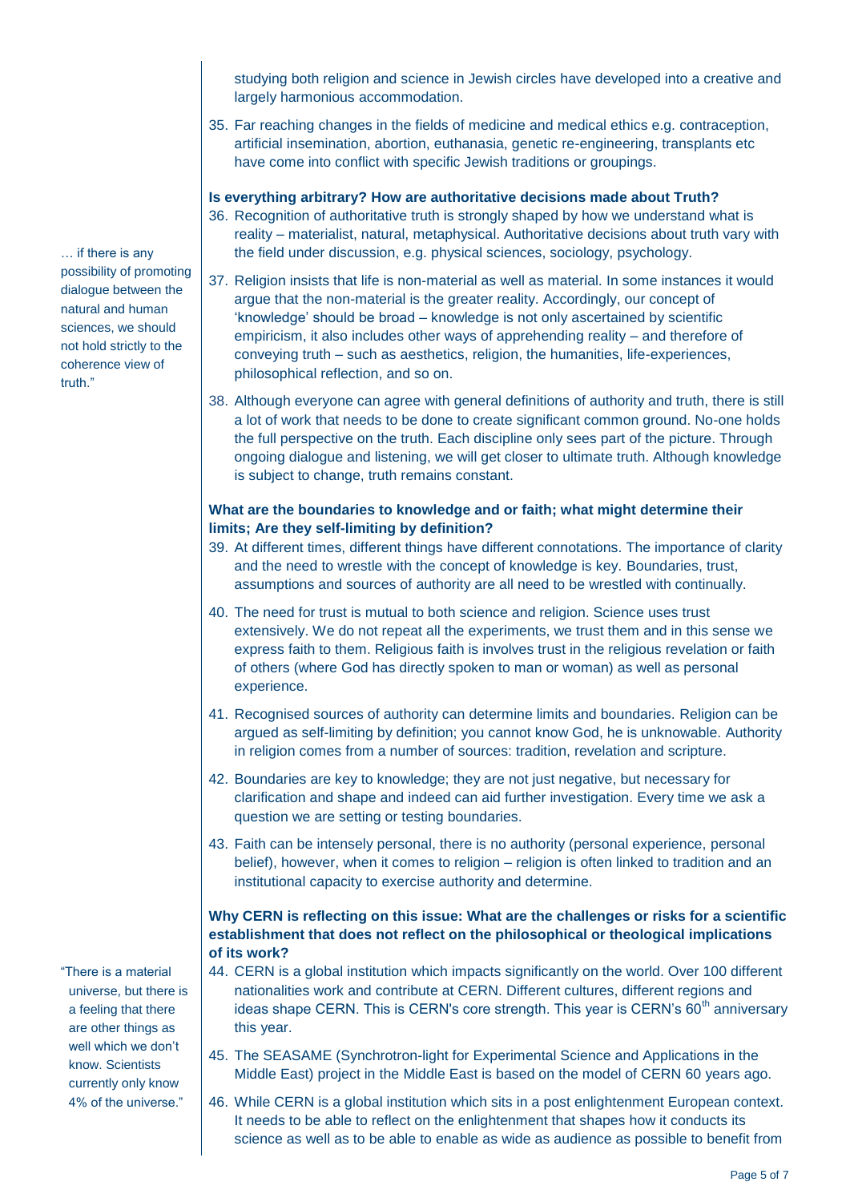studying both religion and science in Jewish circles have developed into a creative and largely harmonious accommodation.

35. Far reaching changes in the fields of medicine and medical ethics e.g. contraception, artificial insemination, abortion, euthanasia, genetic re-engineering, transplants etc have come into conflict with specific Jewish traditions or groupings.

**Is everything arbitrary? How are authoritative decisions made about Truth?**

36. Recognition of authoritative truth is strongly shaped by how we understand what is reality – materialist, natural, metaphysical. Authoritative decisions about truth vary with the field under discussion, e.g. physical sciences, sociology, psychology.

… if there is any possibility of promoting dialogue between the natural and human sciences, we should not hold strictly to the coherence view of truth."

37. Religion insists that life is non-material as well as material. In some instances it would argue that the non-material is the greater reality. Accordingly, our concept of 'knowledge' should be broad – knowledge is not only ascertained by scientific empiricism, it also includes other ways of apprehending reality – and therefore of conveying truth – such as aesthetics, religion, the humanities, life-experiences, philosophical reflection, and so on.

38. Although everyone can agree with general definitions of authority and truth, there is still a lot of work that needs to be done to create significant common ground. No-one holds the full perspective on the truth. Each discipline only sees part of the picture. Through ongoing dialogue and listening, we will get closer to ultimate truth. Although knowledge is subject to change, truth remains constant.

**What are the boundaries to knowledge and or faith; what might determine their limits; Are they self-limiting by definition?**

39. At different times, different things have different connotations. The importance of clarity and the need to wrestle with the concept of knowledge is key. Boundaries, trust, assumptions and sources of authority are all need to be wrestled with continually.

40. The need for trust is mutual to both science and religion. Science uses trust extensively. We do not repeat all the experiments, we trust them and in this sense we express faith to them. Religious faith is involves trust in the religious revelation or faith of others (where God has directly spoken to man or woman) as well as personal experience.

41. Recognised sources of authority can determine limits and boundaries. Religion can be argued as self-limiting by definition; you cannot know God, he is unknowable. Authority in religion comes from a number of sources: tradition, revelation and scripture.

42. Boundaries are key to knowledge; they are not just negative, but necessary for clarification and shape and indeed can aid further investigation. Every time we ask a question we are setting or testing boundaries.

43. Faith can be intensely personal, there is no authority (personal experience, personal belief), however, when it comes to religion – religion is often linked to tradition and an institutional capacity to exercise authority and determine.

**Why CERN is reflecting on this issue: What are the challenges or risks for a scientific establishment that does not reflect on the philosophical or theological implications of its work?**

"There is a material universe, but there is a feeling that there are other things as well which we don't know. Scientists currently only know 4% of the universe."

44. CERN is a global institution which impacts significantly on the world. Over 100 different nationalities work and contribute at CERN. Different cultures, different regions and ideas shape CERN. This is CERN's core strength. This year is CERN's 60th anniversary this year.

45. The SEASAME (Synchrotron-light for Experimental Science and Applications in the Middle East) project in the Middle East is based on the model of CERN 60 years ago.

46. While CERN is a global institution which sits in a post enlightenment European context. It needs to be able to reflect on the enlightenment that shapes how it conducts its science as well as to be able to enable as wide as audience as possible to benefit from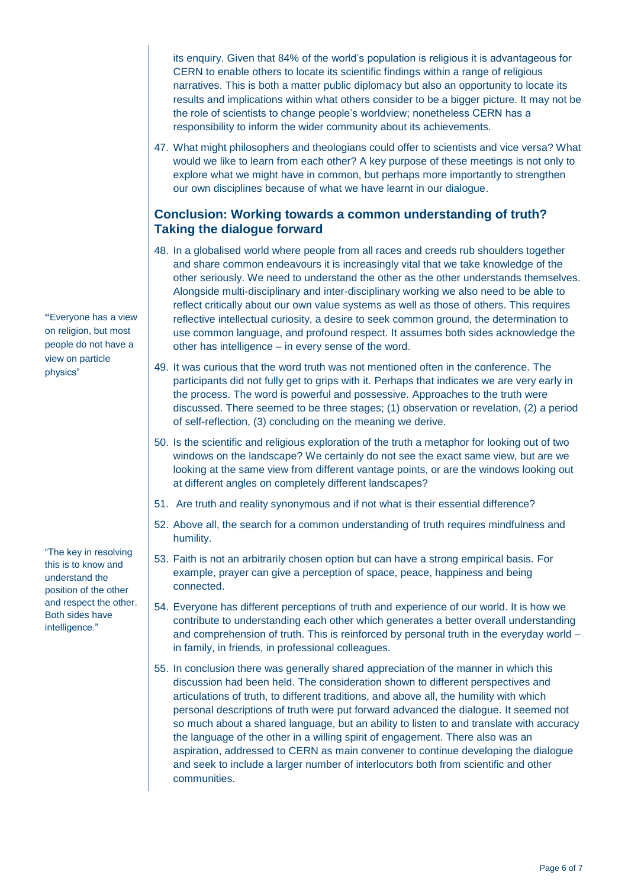its enquiry. Given that 84% of the world's population is religious it is advantageous for CERN to enable others to locate its scientific findings within a range of religious narratives. This is both a matter public diplomacy but also an opportunity to locate its results and implications within what others consider to be a bigger picture. It may not be the role of scientists to change people's worldview; nonetheless CERN has a responsibility to inform the wider community about its achievements.

47. What might philosophers and theologians could offer to scientists and vice versa? What would we like to learn from each other? A key purpose of these meetings is not only to explore what we might have in common, but perhaps more importantly to strengthen our own disciplines because of what we have learnt in our dialogue.

## Conclusion: Working towards a common understanding of truth? Taking the dialogue forward

48. In a globalised world where people from all races and creeds rub shoulders together and share common endeavours it is increasingly vital that we take knowledge of the other seriously. We need to understand the other as the other understands themselves. Alongside multi-disciplinary and inter-disciplinary working we also need to be able to reflect critically about our own value systems as well as those of others. This requires reflective intellectual curiosity, a desire to seek common ground, the determination to use common language, and profound respect. It assumes both sides acknowledge the other has intelligence – in every sense of the word.

"Everyone has a view on religion, but most people do not have a view on particle physics"

49. It was curious that the word truth was not mentioned often in the conference. The participants did not fully get to grips with it. Perhaps that indicates we are very early in the process. The word is powerful and possessive. Approaches to the truth were discussed. There seemed to be three stages; (1) observation or revelation, (2) a period of self-reflection, (3) concluding on the meaning we derive.

50. Is the scientific and religious exploration of the truth a metaphor for looking out of two windows on the landscape? We certainly do not see the exact same view, but are we looking at the same view from different vantage points, or are the windows looking out at different angles on completely different landscapes?

51. Are truth and reality synonymous and if not what is their essential difference?

52. Above all, the search for a common understanding of truth requires mindfulness and humility.

"The key in resolving this is to know and understand the position of the other and respect the other. Both sides have intelligence."

53. Faith is not an arbitrarily chosen option but can have a strong empirical basis. For example, prayer can give a perception of space, peace, happiness and being connected.

54. Everyone has different perceptions of truth and experience of our world. It is how we contribute to understanding each other which generates a better overall understanding and comprehension of truth. This is reinforced by personal truth in the everyday world – in family, in friends, in professional colleagues.

55. In conclusion there was generally shared appreciation of the manner in which this discussion had been held. The consideration shown to different perspectives and articulations of truth, to different traditions, and above all, the humility with which personal descriptions of truth were put forward advanced the dialogue. It seemed not so much about a shared language, but an ability to listen to and translate with accuracy the language of the other in a willing spirit of engagement. There also was an aspiration, addressed to CERN as main convener to continue developing the dialogue and seek to include a larger number of interlocutors both from scientific and other communities.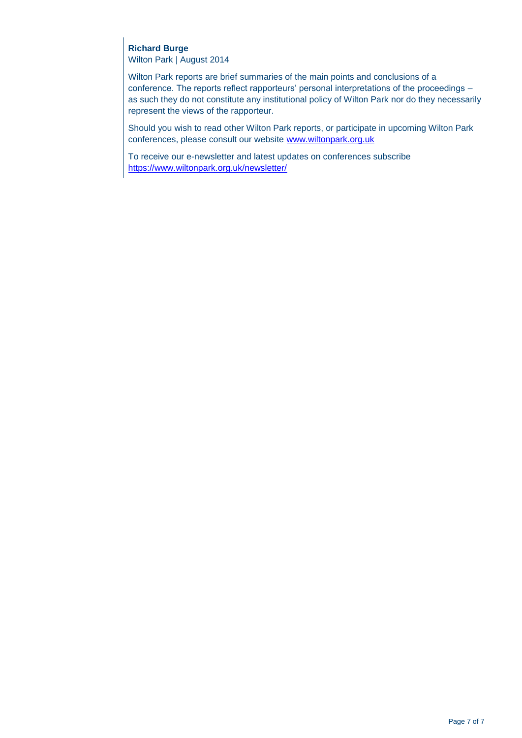**Richard Burge**
Wilton Park | August 2014

Wilton Park reports are brief summaries of the main points and conclusions of a conference. The reports reflect rapporteurs' personal interpretations of the proceedings – as such they do not constitute any institutional policy of Wilton Park nor do they necessarily represent the views of the rapporteur.

Should you wish to read other Wilton Park reports, or participate in upcoming Wilton Park conferences, please consult our website www.wiltonpark.org.uk

To receive our e-newsletter and latest updates on conferences subscribe https://www.wiltonpark.org.uk/newsletter/